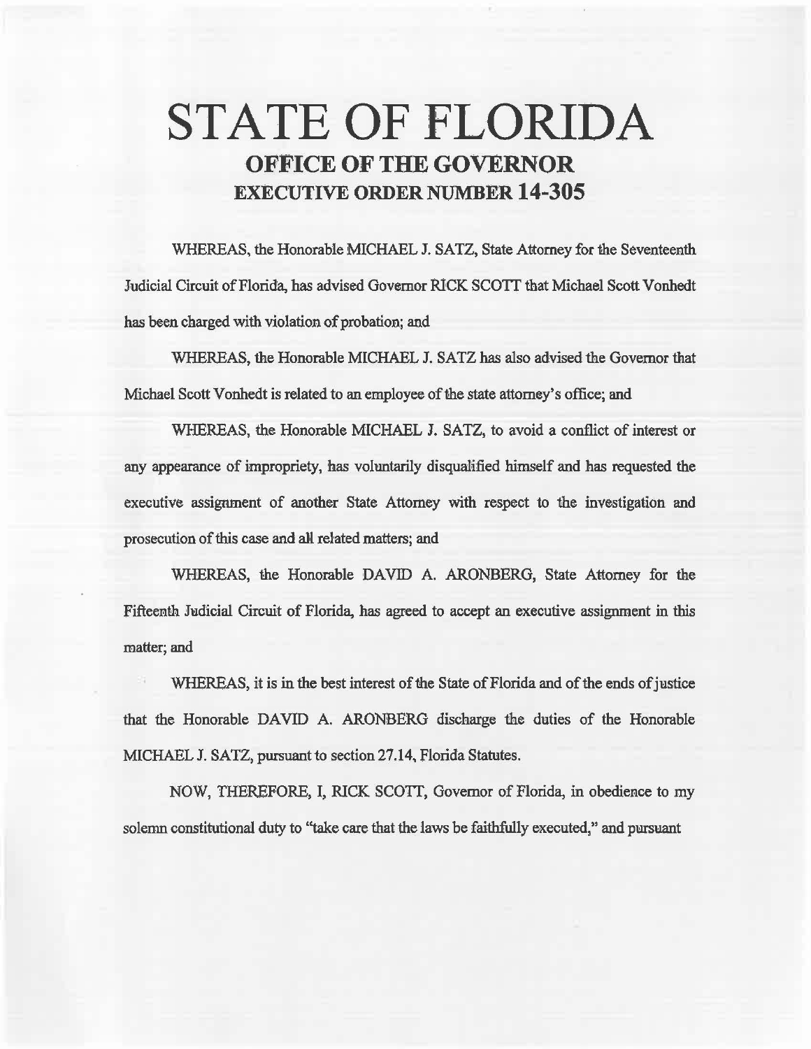# STATE OF FLORIDA

## OFFICE OF THE GOVERNOR

## EXECUTIVE ORDER NUMBER 14-305

WHEREAS, the Honorable MICHAEL J. SATZ, State Attorney for the Seventeenth Judicial Circuit of Florida, has advised Governor RICK SCOTT that Michael Scott Vonhedt has been charged with violation of probation; and

WHEREAS, the Honorable MICHAEL J. SATZ has also advised the Governor that Michael Scott Vonhedt is related to an employee of the state attorney's office; and

WHEREAS, the Honorable MICHAEL J. SATZ, to avoid a conflict of interest or any appearance of impropriety, has voluntarily disqualified himself and has requested the executive assignment of another State Attorney with respect to the investigation and prosecution of this case and all related matters; and

WHEREAS, the Honorable DAVID A. ARONBERG, State Attorney for the Fifteenth Judicial Circuit of Florida, has agreed to accept an executive assignment in this matter; and

WHEREAS, it is in the best interest of the State of Florida and of the ends of justice that the Honorable DAVID A. ARONBERG discharge the duties of the Honorable MICHAEL J. SATZ, pursuant to section 27.14, Florida Statutes.

NOW, THEREFORE, I, RICK SCOTT, Governor of Florida, in obedience to my solemn constitutional duty to "take care that the laws be faithfully executed," and pursuant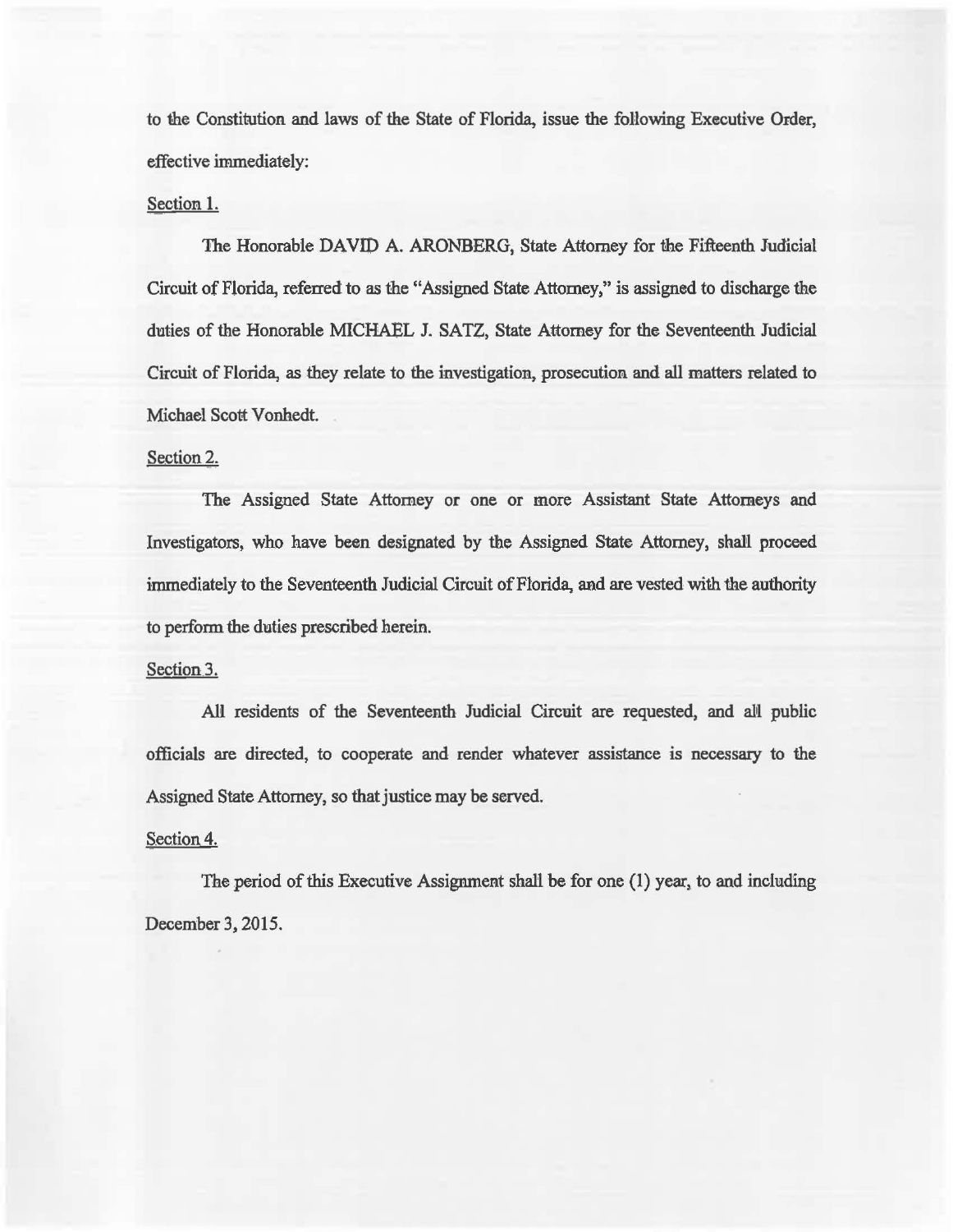to the Constitution and laws of the State of Florida, issue the following Executive Order, effective immediately:

Section 1.

The Honorable DAVID A. ARONBERG, State Attorney for the Fifteenth Judicial Circuit of Florida, referred to as the "Assigned State Attorney," is assigned to discharge the duties of the Honorable MICHAEL J. SATZ, State Attorney for the Seventeenth Judicial Circuit of Florida, as they relate to the investigation, prosecution and all matters related to Michael Scott Vonhedt.

Section 2.

The Assigned State Attorney or one or more Assistant State Attorneys and Investigators, who have been designated by the Assigned State Attorney, shall proceed immediately to the Seventeenth Judicial Circuit of Florida, and are vested with the authority to perform the duties prescribed herein.

Section 3.

All residents of the Seventeenth Judicial Circuit are requested, and all public officials are directed, to cooperate and render whatever assistance is necessary to the Assigned State Attorney, so that justice may be served.

Section 4.

The period of this Executive Assignment shall be for one (1) year, to and including December 3, 2015.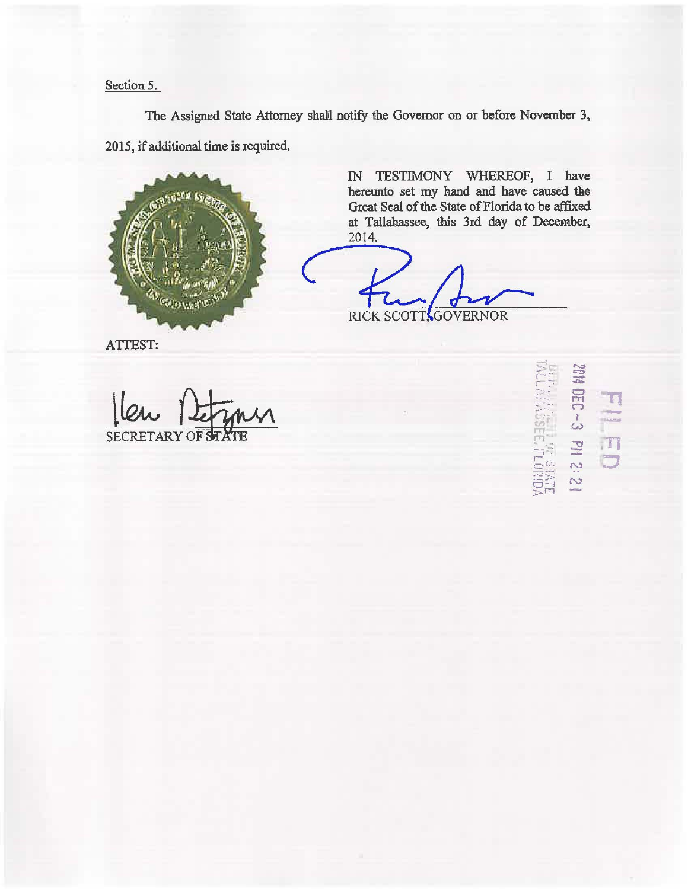Section 5.

The Assigned State Attorney shall notify the Governor on or before November 3, 2015, if additional time is required.

IN TESTIMONY WHEREOF, I have hereunto set my hand and have caused the Great Seal of the State of Florida to be affixed at Tallahassee, this 3rd day of December, 2014.

RICK SCOTT, GOVERNOR

ATTEST:

SECRETARY OF STATE

FILED

2014 DEC -3 PM 2:21

DEPARTMENT OF STATE
TALLAHASSEE, FLORIDA